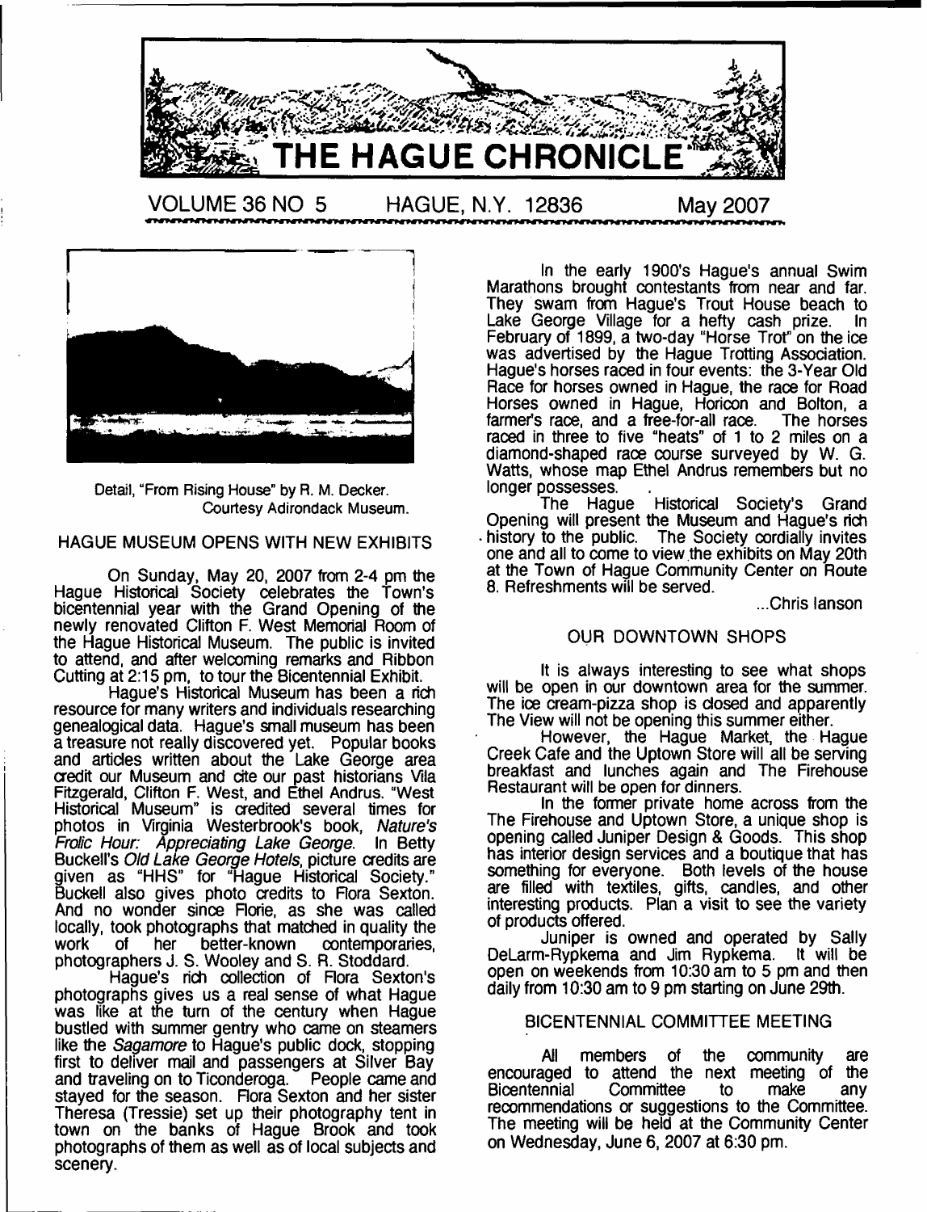# THE HAGUE CHRONICLE

VOLUME 36 NO 5 HAGUE, N.Y. 12836 May 2007

Detail, "From Rising House" by R. M. Decker. Courtesy Adirondack Museum.

## HAGUE MUSEUM OPENS WITH NEW EXHIBITS

On Sunday, May 20, 2007 from 2-4 pm the Hague Historical Society celebrates the Town's bicentennial year with the Grand Opening of the newly renovated Clifton F. West Memorial Room of the Hague Historical Museum. The public is invited to attend, and after welcoming remarks and Ribbon Cutting at 2:15 pm, to tour the Bicentennial Exhibit.

Hague's Historical Museum has been a rich resource for many writers and individuals researching genealogical data. Hague's small museum has been a treasure not really discovered yet. Popular books and articles written about the Lake George area credit our Museum and cite our past historians Vila Fitzgerald, Clifton F. West, and Ethel Andrus. "West Historical Museum" is credited several times for photos in Virginia Westerbrook's book, *Nature's Frolic Hour: Appreciating Lake George*. In Betty Buckell's *Old Lake George Hotels*, picture credits are given as "HHS" for "Hague Historical Society." Buckell also gives photo credits to Flora Sexton. And no wonder since Florie, as she was called locally, took photographs that matched in quality the work of her better-known contemporaries, photographers J. S. Wooley and S. R. Stoddard.

Hague's rich collection of Flora Sexton's photographs gives us a real sense of what Hague was like at the turn of the century when Hague bustled with summer gentry who came on steamers like the *Sagamore* to Hague's public dock, stopping first to deliver mail and passengers at Silver Bay and traveling on to Ticonderoga. People came and stayed for the season. Flora Sexton and her sister Theresa (Tressie) set up their photography tent in town on the banks of Hague Brook and took photographs of them as well as of local subjects and scenery.

In the early 1900's Hague's annual Swim Marathons brought contestants from near and far. They swam from Hague's Trout House beach to Lake George Village for a hefty cash prize. In February of 1899, a two-day "Horse Trot" on the ice was advertised by the Hague Trotting Association. Hague's horses raced in four events: the 3-Year Old Race for horses owned in Hague, the race for Road Horses owned in Hague, Horicon and Bolton, a farmer's race, and a free-for-all race. The horses raced in three to five "heats" of 1 to 2 miles on a diamond-shaped race course surveyed by W. G. Watts, whose map Ethel Andrus remembers but no longer possesses.

The Hague Historical Society's Grand Opening will present the Museum and Hague's rich history to the public. The Society cordially invites one and all to come to view the exhibits on May 20th at the Town of Hague Community Center on Route 8. Refreshments will be served.

...Chris Ianson

## OUR DOWNTOWN SHOPS

It is always interesting to see what shops will be open in our downtown area for the summer. The ice cream-pizza shop is closed and apparently The View will not be opening this summer either.

However, the Hague Market, the Hague Creek Cafe and the Uptown Store will all be serving breakfast and lunches again and The Firehouse Restaurant will be open for dinners.

In the former private home across from the The Firehouse and Uptown Store, a unique shop is opening called Juniper Design & Goods. This shop has interior design services and a boutique that has something for everyone. Both levels of the house are filled with textiles, gifts, candles, and other interesting products. Plan a visit to see the variety of products offered.

Juniper is owned and operated by Sally DeLarm-Rypkema and Jim Rypkema. It will be open on weekends from 10:30 am to 5 pm and then daily from 10:30 am to 9 pm starting on June 29th.

## BICENTENNIAL COMMITTEE MEETING

All members of the community are encouraged to attend the next meeting of the Bicentennial Committee to make any recommendations or suggestions to the Committee. The meeting will be held at the Community Center on Wednesday, June 6, 2007 at 6:30 pm.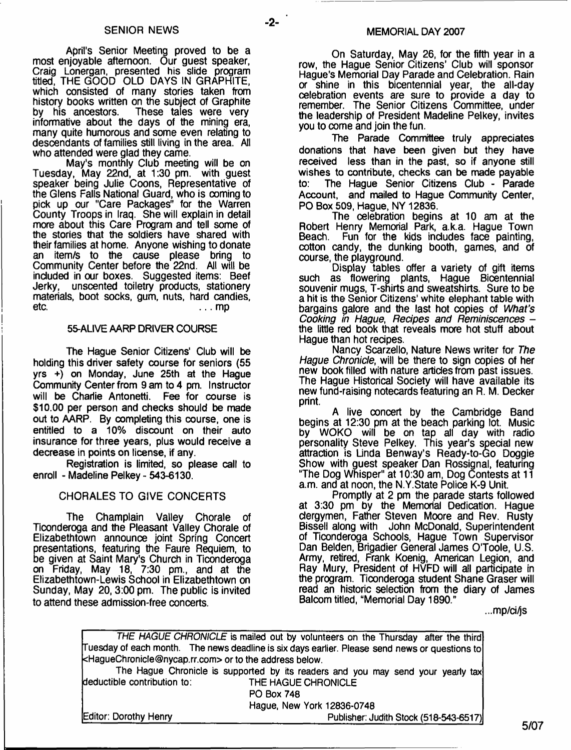## SENIOR NEWS

April's Senior Meeting proved to be a most enjoyable afternoon. Our guest speaker, Craig Lonergan, presented his slide program titled, THE GOOD OLD DAYS IN GRAPHITE, which consisted of many stories taken from history books written on the subject of Graphite by his ancestors. These tales were very informative about the days of the mining era, many quite humorous and some even relating to descendants of families still living in the area. All who attended were glad they came.

May's monthly Club meeting will be on Tuesday, May 22nd, at 1:30 pm. with guest speaker being Julie Coons, Representative of the Glens Falls National Guard, who is coming to pick up our "Care Packages" for the Warren County Troops in Iraq. She will explain in detail more about this Care Program and tell some of the stories that the soldiers have shared with their families at home. Anyone wishing to donate an item/s to the cause please bring to Community Center before the 22nd. All will be included in our boxes. Suggested items: Beef Jerky, unscented toiletry products, stationery materials, boot socks, gum, nuts, hard candies, etc. . . . mp

## 55-ALIVE AARP DRIVER COURSE

The Hague Senior Citizens' Club will be holding this driver safety course for seniors (55 yrs +) on Monday, June 25th at the Hague Community Center from 9 am to 4 pm. Instructor will be Charlie Antonetti. Fee for course is $10.00 per person and checks should be made out to AARP. By completing this course, one is entitled to a 10% discount on their auto insurance for three years, plus would receive a decrease in points on license, if any.

Registration is limited, so please call to enroll - Madeline Pelkey - 543-6130.

## CHORALES TO GIVE CONCERTS

The Champlain Valley Chorale of Ticonderoga and the Pleasant Valley Chorale of Elizabethtown announce joint Spring Concert presentations, featuring the Faure Requiem, to be given at Saint Mary's Church in Ticonderoga on Friday, May 18, 7:30 pm., and at the Elizabethtown-Lewis School in Elizabethtown on Sunday, May 20, 3:00 pm. The public is invited to attend these admission-free concerts.

## MEMORIAL DAY 2007

On Saturday, May 26, for the fifth year in a row, the Hague Senior Citizens' Club will sponsor Hague's Memorial Day Parade and Celebration. Rain or shine in this bicentennial year, the all-day celebration events are sure to provide a day to remember. The Senior Citizens Committee, under the leadership of President Madeline Pelkey, invites you to come and join the fun.

The Parade Committee truly appreciates donations that have been given but they have received less than in the past, so if anyone still wishes to contribute, checks can be made payable to: The Hague Senior Citizens Club - Parade Account, and mailed to Hague Community Center, PO Box 509, Hague, NY 12836.

The celebration begins at 10 am at the Robert Henry Memorial Park, a.k.a. Hague Town Beach. Fun for the kids includes face painting, cotton candy, the dunking booth, games, and of course, the playground.

Display tables offer a variety of gift items such as flowering plants, Hague Bicentennial souvenir mugs, T-shirts and sweatshirts. Sure to be a hit is the Senior Citizens' white elephant table with bargains galore and the last hot copies of *What's Cooking in Hague, Recipes and Reminiscences* – the little red book that reveals more hot stuff about Hague than hot recipes.

Nancy Scarzello, Nature News writer for *The Hague Chronicle*, will be there to sign copies of her new book filled with nature articles from past issues. The Hague Historical Society will have available its new fund-raising notecards featuring an R. M. Decker print.

A live concert by the Cambridge Band begins at 12:30 pm at the beach parking lot. Music by WOKO will be on tap all day with radio personality Steve Pelkey. This year's special new attraction is Linda Benway's Ready-to-Go Doggie Show with guest speaker Dan Rossignal, featuring "The Dog Whisper" at 10:30 am, Dog Contests at 11 a.m. and at noon, the N.Y.State Police K-9 Unit.

Promptly at 2 pm the parade starts followed at 3:30 pm by the Memorial Dedication. Hague clergymen, Father Steven Moore and Rev. Rusty Bissell along with John McDonald, Superintendent of Ticonderoga Schools, Hague Town Supervisor Dan Belden, Brigadier General James O'Toole, U.S. Army, retired, Frank Koenig, American Legion, and Ray Mury, President of HVFD will all participate in the program. Ticonderoga student Shane Graser will read an historic selection from the diary of James Balcom titled, "Memorial Day 1890."

...mp/ci/js

---

*THE HAGUE CHRONICLE* is mailed out by volunteers on the Thursday after the third Tuesday of each month. The news deadline is six days earlier. Please send news or questions to <HagueChronicle@nycap.rr.com> or to the address below.

The Hague Chronicle is supported by its readers and you may send your yearly tax deductible contribution to: THE HAGUE CHRONICLE
PO Box 748
Hague, New York 12836-0748

Editor: Dorothy Henry
Publisher: Judith Stock (518-543-6517)

5/07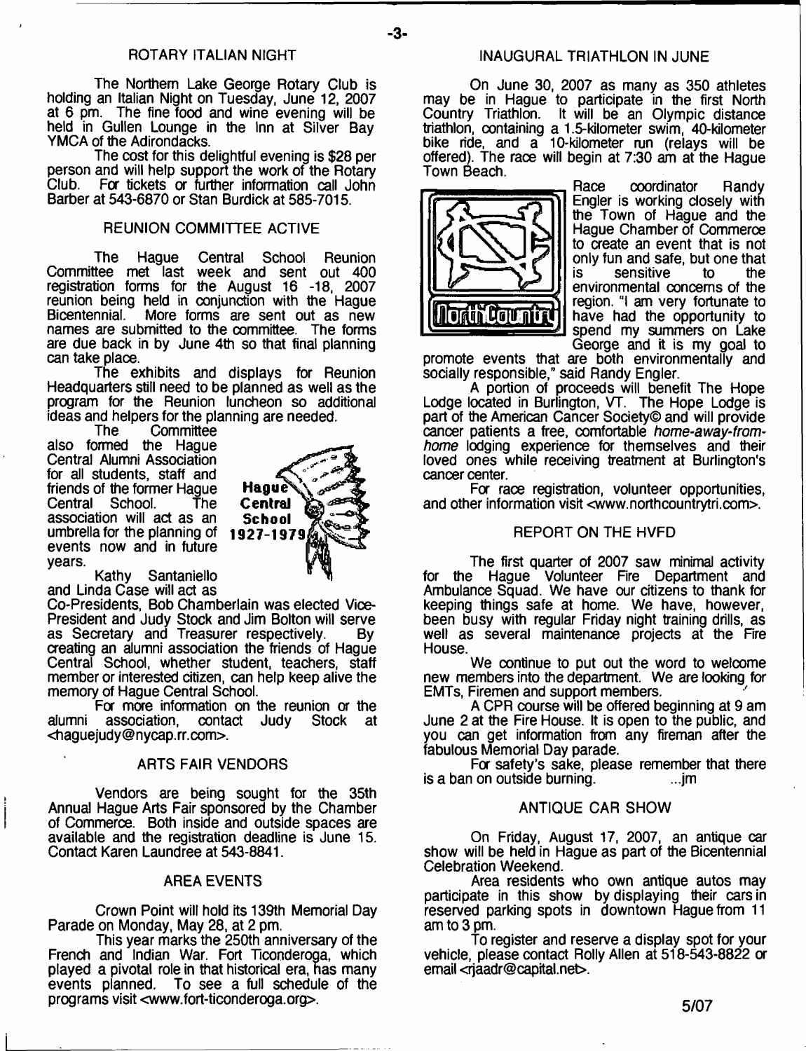## ROTARY ITALIAN NIGHT

The Northern Lake George Rotary Club is holding an Italian Night on Tuesday, June 12, 2007 at 6 pm. The fine food and wine evening will be held in Gullen Lounge in the Inn at Silver Bay YMCA of the Adirondacks.

The cost for this delightful evening is $28 per person and will help support the work of the Rotary Club. For tickets or further information call John Barber at 543-6870 or Stan Burdick at 585-7015.

## REUNION COMMITTEE ACTIVE

The Hague Central School Reunion Committee met last week and sent out 400 registration forms for the August 16 -18, 2007 reunion being held in conjunction with the Hague Bicentennial. More forms are sent out as new names are submitted to the committee. The forms are due back in by June 4th so that final planning can take place.

The exhibits and displays for Reunion Headquarters still need to be planned as well as the program for the Reunion luncheon so additional ideas and helpers for the planning are needed.

The Committee also formed the Hague Central Alumni Association for all students, staff and friends of the former Hague Central School. The association will act as an umbrella for the planning of events now and in future years.

Hague Central School 1927-1979

Kathy Santaniello and Linda Case will act as Co-Presidents, Bob Chamberlain was elected Vice-President and Judy Stock and Jim Bolton will serve as Secretary and Treasurer respectively. By creating an alumni association the friends of Hague Central School, whether student, teachers, staff member or interested citizen, can help keep alive the memory of Hague Central School.

For more information on the reunion or the alumni association, contact Judy Stock at <haguejudy@nycap.rr.com>.

## ARTS FAIR VENDORS

Vendors are being sought for the 35th Annual Hague Arts Fair sponsored by the Chamber of Commerce. Both inside and outside spaces are available and the registration deadline is June 15. Contact Karen Laundree at 543-8841.

## AREA EVENTS

Crown Point will hold its 139th Memorial Day Parade on Monday, May 28, at 2 pm.

This year marks the 250th anniversary of the French and Indian War. Fort Ticonderoga, which played a pivotal role in that historical era, has many events planned. To see a full schedule of the programs visit <www.fort-ticonderoga.org>.

## INAUGURAL TRIATHLON IN JUNE

On June 30, 2007 as many as 350 athletes may be in Hague to participate in the first North Country Triathlon. It will be an Olympic distance triathlon, containing a 1.5-kilometer swim, 40-kilometer bike ride, and a 10-kilometer run (relays will be offered). The race will begin at 7:30 am at the Hague Town Beach.

Race coordinator Randy Engler is working closely with the Town of Hague and the Hague Chamber of Commerce to create an event that is not only fun and safe, but one that is sensitive to the environmental concerns of the region. "I am very fortunate to have had the opportunity to spend my summers on Lake George and it is my goal to promote events that are both environmentally and socially responsible," said Randy Engler.

A portion of proceeds will benefit The Hope Lodge located in Burlington, VT. The Hope Lodge is part of the American Cancer Society© and will provide cancer patients a free, comfortable *home-away-from-home* lodging experience for themselves and their loved ones while receiving treatment at Burlington's cancer center.

For race registration, volunteer opportunities, and other information visit <www.northcountrytri.com>.

## REPORT ON THE HVFD

The first quarter of 2007 saw minimal activity for the Hague Volunteer Fire Department and Ambulance Squad. We have our citizens to thank for keeping things safe at home. We have, however, been busy with regular Friday night training drills, as well as several maintenance projects at the Fire House.

We continue to put out the word to welcome new members into the department. We are looking for EMTs, Firemen and support members.

A CPR course will be offered beginning at 9 am June 2 at the Fire House. It is open to the public, and you can get information from any fireman after the fabulous Memorial Day parade.

For safety's sake, please remember that there is a ban on outside burning. ...jm

## ANTIQUE CAR SHOW

On Friday, August 17, 2007, an antique car show will be held in Hague as part of the Bicentennial Celebration Weekend.

Area residents who own antique autos may participate in this show by displaying their cars in reserved parking spots in downtown Hague from 11 am to 3 pm.

To register and reserve a display spot for your vehicle, please contact Rolly Allen at 518-543-8822 or email <rjaadr@capital.net>.

5/07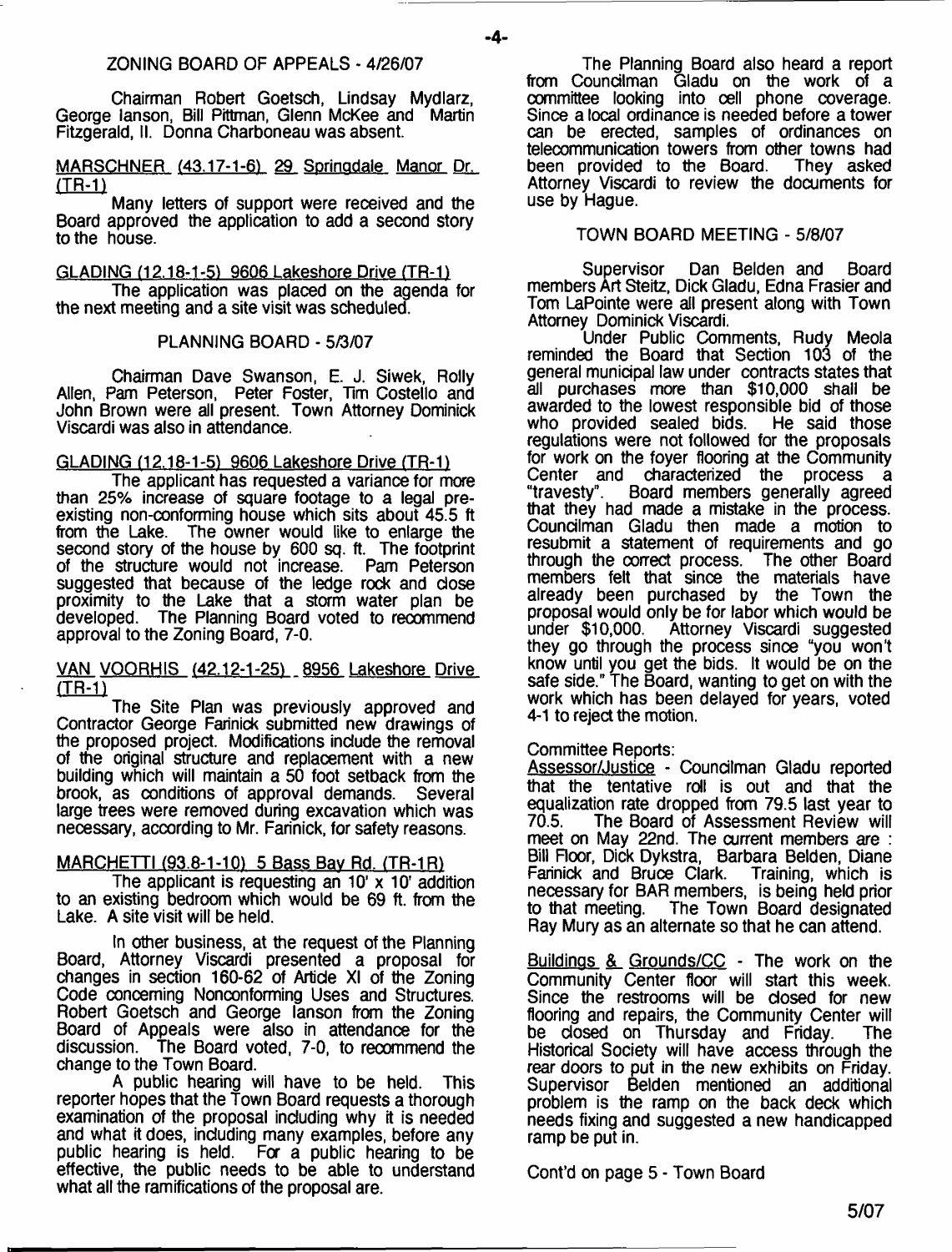## ZONING BOARD OF APPEALS - 4/26/07

Chairman Robert Goetsch, Lindsay Mydlarz, George Ianson, Bill Pittman, Glenn McKee and Martin Fitzgerald, II. Donna Charboneau was absent.

MARSCHNER (43.17-1-6) 29 Springdale Manor Dr. (TR-1)

Many letters of support were received and the Board approved the application to add a second story to the house.

GLADING (12.18-1-5) 9606 Lakeshore Drive (TR-1)

The application was placed on the agenda for the next meeting and a site visit was scheduled.

## PLANNING BOARD - 5/3/07

Chairman Dave Swanson, E. J. Siwek, Rolly Allen, Pam Peterson, Peter Foster, Tim Costello and John Brown were all present. Town Attorney Dominick Viscardi was also in attendance.

GLADING (12.18-1-5) 9606 Lakeshore Drive (TR-1)

The applicant has requested a variance for more than 25% increase of square footage to a legal pre-existing non-conforming house which sits about 45.5 ft from the Lake. The owner would like to enlarge the second story of the house by 600 sq. ft. The footprint of the structure would not increase. Pam Peterson suggested that because of the ledge rock and close proximity to the Lake that a storm water plan be developed. The Planning Board voted to recommend approval to the Zoning Board, 7-0.

VAN VOORHIS (42.12-1-25) 8956 Lakeshore Drive (TR-1)

The Site Plan was previously approved and Contractor George Farinick submitted new drawings of the proposed project. Modifications include the removal of the original structure and replacement with a new building which will maintain a 50 foot setback from the brook, as conditions of approval demands. Several large trees were removed during excavation which was necessary, according to Mr. Farinick, for safety reasons.

MARCHETTI (93.8-1-10) 5 Bass Bay Rd. (TR-1R)

The applicant is requesting an 10' x 10' addition to an existing bedroom which would be 69 ft. from the Lake. A site visit will be held.

In other business, at the request of the Planning Board, Attorney Viscardi presented a proposal for changes in section 160-62 of Article XI of the Zoning Code concerning Nonconforming Uses and Structures. Robert Goetsch and George Ianson from the Zoning Board of Appeals were also in attendance for the discussion. The Board voted, 7-0, to recommend the change to the Town Board.

A public hearing will have to be held. This reporter hopes that the Town Board requests a thorough examination of the proposal including why it is needed and what it does, including many examples, before any public hearing is held. For a public hearing to be effective, the public needs to be able to understand what all the ramifications of the proposal are.

The Planning Board also heard a report from Councilman Gladu on the work of a committee looking into cell phone coverage. Since a local ordinance is needed before a tower can be erected, samples of ordinances on telecommunication towers from other towns had been provided to the Board. They asked Attorney Viscardi to review the documents for use by Hague.

## TOWN BOARD MEETING - 5/8/07

Supervisor Dan Belden and Board members Art Steitz, Dick Gladu, Edna Frasier and Tom LaPointe were all present along with Town Attorney Dominick Viscardi.

Under Public Comments, Rudy Meola reminded the Board that Section 103 of the general municipal law under contracts states that all purchases more than $10,000 shall be awarded to the lowest responsible bid of those who provided sealed bids. He said those regulations were not followed for the proposals for work on the foyer flooring at the Community Center and characterized the process a "travesty". Board members generally agreed that they had made a mistake in the process. Councilman Gladu then made a motion to resubmit a statement of requirements and go through the correct process. The other Board members felt that since the materials have already been purchased by the Town the proposal would only be for labor which would be under $10,000. Attorney Viscardi suggested they go through the process since "you won't know until you get the bids. It would be on the safe side." The Board, wanting to get on with the work which has been delayed for years, voted 4-1 to reject the motion.

Committee Reports:

Assessor/Justice - Councilman Gladu reported that the tentative roll is out and that the equalization rate dropped from 79.5 last year to 70.5. The Board of Assessment Review will meet on May 22nd. The current members are : Bill Floor, Dick Dykstra, Barbara Belden, Diane Farinick and Bruce Clark. Training, which is necessary for BAR members, is being held prior to that meeting. The Town Board designated Ray Mury as an alternate so that he can attend.

Buildings & Grounds/CC - The work on the Community Center floor will start this week. Since the restrooms will be closed for new flooring and repairs, the Community Center will be closed on Thursday and Friday. The Historical Society will have access through the rear doors to put in the new exhibits on Friday. Supervisor Belden mentioned an additional problem is the ramp on the back deck which needs fixing and suggested a new handicapped ramp be put in.

Cont'd on page 5 - Town Board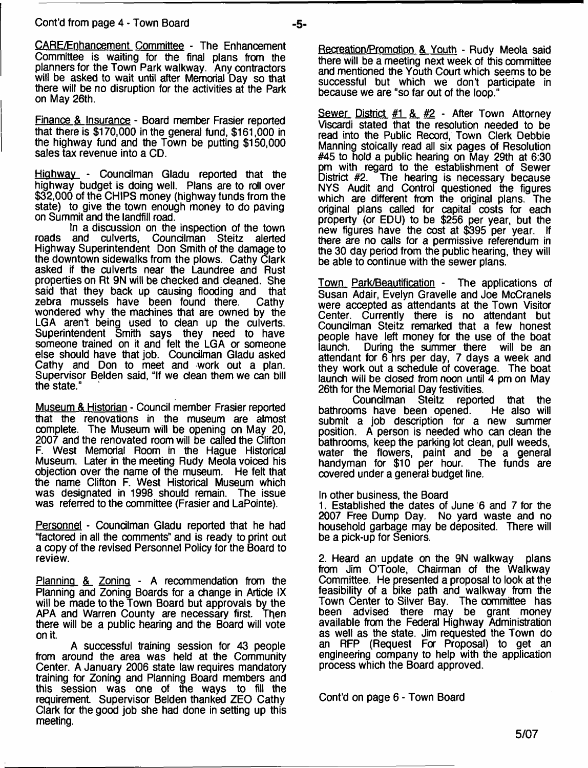Cont'd from page 4 - Town Board

CARE/Enhancement Committee - The Enhancement Committee is waiting for the final plans from the planners for the Town Park walkway. Any contractors will be asked to wait until after Memorial Day so that there will be no disruption for the activities at the Park on May 26th.

Finance & Insurance - Board member Frasier reported that there is $170,000 in the general fund, $161,000 in the highway fund and the Town be putting $150,000 sales tax revenue into a CD.

Highway - Councilman Gladu reported that the highway budget is doing well. Plans are to roll over $32,000 of the CHIPS money (highway funds from the state) to give the town enough money to do paving on Summit and the landfill road.

In a discussion on the inspection of the town roads and culverts, Councilman Steitz alerted Highway Superintendent Don Smith of the damage to the downtown sidewalks from the plows. Cathy Clark asked if the culverts near the Laundree and Rust properties on Rt 9N will be checked and cleaned. She said that they back up causing flooding and that zebra mussels have been found there. Cathy wondered why the machines that are owned by the LGA aren't being used to clean up the culverts. Superintendent Smith says they need to have someone trained on it and felt the LGA or someone else should have that job. Councilman Gladu asked Cathy and Don to meet and work out a plan. Supervisor Belden said, "If we clean them we can bill the state."

Museum & Historian - Council member Frasier reported that the renovations in the museum are almost complete. The Museum will be opening on May 20, 2007 and the renovated room will be called the Clifton F. West Memorial Room in the Hague Historical Museum. Later in the meeting Rudy Meola voiced his objection over the name of the museum. He felt that the name Clifton F. West Historical Museum which was designated in 1998 should remain. The issue was referred to the committee (Frasier and LaPointe).

Personnel - Councilman Gladu reported that he had "factored in all the comments" and is ready to print out a copy of the revised Personnel Policy for the Board to review.

Planning & Zoning - A recommendation from the Planning and Zoning Boards for a change in Article IX will be made to the Town Board but approvals by the APA and Warren County are necessary first. Then there will be a public hearing and the Board will vote on it.

A successful training session for 43 people from around the area was held at the Community Center. A January 2006 state law requires mandatory training for Zoning and Planning Board members and this session was one of the ways to fill the requirement. Supervisor Belden thanked ZEO Cathy Clark for the good job she had done in setting up this meeting.

Recreation/Promotion & Youth - Rudy Meola said there will be a meeting next week of this committee and mentioned the Youth Court which seems to be successful but which we don't participate in because we are "so far out of the loop."

Sewer District #1 & #2 - After Town Attorney Viscardi stated that the resolution needed to be read into the Public Record, Town Clerk Debbie Manning stoically read all six pages of Resolution #45 to hold a public hearing on May 29th at 6:30 pm with regard to the establishment of Sewer District #2. The hearing is necessary because NYS Audit and Control questioned the figures which are different from the original plans. The original plans called for capital costs for each property (or EDU) to be $256 per year, but the new figures have the cost at $395 per year. If there are no calls for a permissive referendum in the 30 day period from the public hearing, they will be able to continue with the sewer plans.

Town Park/Beautification - The applications of Susan Adair, Evelyn Gravelle and Joe McCranels were accepted as attendants at the Town Visitor Center. Currently there is no attendant but Councilman Steitz remarked that a few honest people have left money for the use of the boat launch. During the summer there will be an attendant for 6 hrs per day, 7 days a week and they work out a schedule of coverage. The boat launch will be closed from noon until 4 pm on May 26th for the Memorial Day festivities.

Councilman Steitz reported that the bathrooms have been opened. He also will submit a job description for a new summer position. A person is needed who can clean the bathrooms, keep the parking lot clean, pull weeds, water the flowers, paint and be a general handyman for $10 per hour. The funds are covered under a general budget line.

In other business, the Board

1. Established the dates of June 6 and 7 for the 2007 Free Dump Day. No yard waste and no household garbage may be deposited. There will be a pick-up for Seniors.

2. Heard an update on the 9N walkway plans from Jim O'Toole, Chairman of the Walkway Committee. He presented a proposal to look at the feasibility of a bike path and walkway from the Town Center to Silver Bay. The committee has been advised there may be grant money available from the Federal Highway Administration as well as the state. Jim requested the Town do an RFP (Request For Proposal) to get an engineering company to help with the application process which the Board approved.

Cont'd on page 6 - Town Board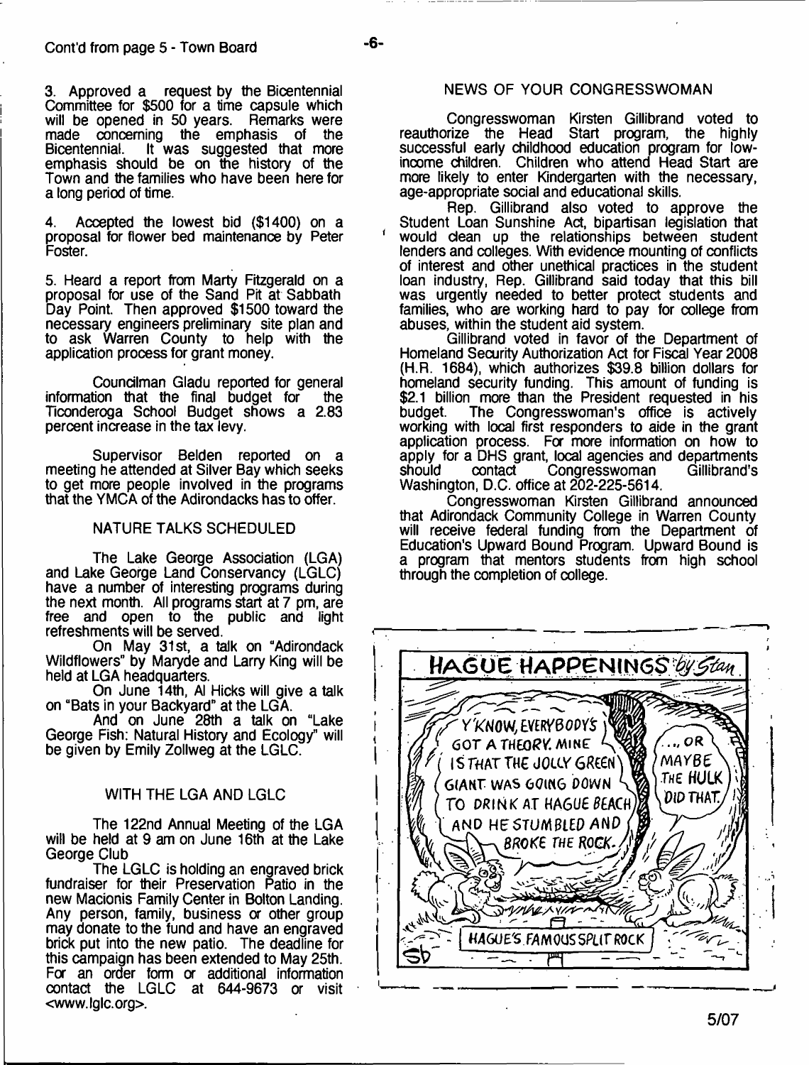Cont'd from page 5 - Town Board

3. Approved a request by the Bicentennial Committee for $500 for a time capsule which will be opened in 50 years. Remarks were made concerning the emphasis of the Bicentennial. It was suggested that more emphasis should be on the history of the Town and the families who have been here for a long period of time.

4. Accepted the lowest bid ($1400) on a proposal for flower bed maintenance by Peter Foster.

5. Heard a report from Marty Fitzgerald on a proposal for use of the Sand Pit at Sabbath Day Point. Then approved $1500 toward the necessary engineers preliminary site plan and to ask Warren County to help with the application process for grant money.

Councilman Gladu reported for general information that the final budget for the Ticonderoga School Budget shows a 2.83 percent increase in the tax levy.

Supervisor Belden reported on a meeting he attended at Silver Bay which seeks to get more people involved in the programs that the YMCA of the Adirondacks has to offer.

## NATURE TALKS SCHEDULED

The Lake George Association (LGA) and Lake George Land Conservancy (LGLC) have a number of interesting programs during the next month. All programs start at 7 pm, are free and open to the public and light refreshments will be served.

On May 31st, a talk on "Adirondack Wildflowers" by Maryde and Larry King will be held at LGA headquarters.

On June 14th, Al Hicks will give a talk on "Bats in your Backyard" at the LGA.

And on June 28th a talk on "Lake George Fish: Natural History and Ecology" will be given by Emily Zollweg at the LGLC.

## WITH THE LGA AND LGLC

The 122nd Annual Meeting of the LGA will be held at 9 am on June 16th at the Lake George Club

The LGLC is holding an engraved brick fundraiser for their Preservation Patio in the new Macionis Family Center in Bolton Landing. Any person, family, business or other group may donate to the fund and have an engraved brick put into the new patio. The deadline for this campaign has been extended to May 25th. For an order form or additional information contact the LGLC at 644-9673 or visit <www.lglc.org>.

## NEWS OF YOUR CONGRESSWOMAN

Congresswoman Kirsten Gillibrand voted to reauthorize the Head Start program, the highly successful early childhood education program for low-income children. Children who attend Head Start are more likely to enter Kindergarten with the necessary, age-appropriate social and educational skills.

Rep. Gillibrand also voted to approve the Student Loan Sunshine Act, bipartisan legislation that would clean up the relationships between student lenders and colleges. With evidence mounting of conflicts of interest and other unethical practices in the student loan industry, Rep. Gillibrand said today that this bill was urgently needed to better protect students and families, who are working hard to pay for college from abuses, within the student aid system.

Gillibrand voted in favor of the Department of Homeland Security Authorization Act for Fiscal Year 2008 (H.R. 1684), which authorizes $39.8 billion dollars for homeland security funding. This amount of funding is $2.1 billion more than the President requested in his budget. The Congresswoman's office is actively working with local first responders to aide in the grant application process. For more information on how to apply for a DHS grant, local agencies and departments should contact Congresswoman Gillibrand's Washington, D.C. office at 202-225-5614.

Congresswoman Kirsten Gillibrand announced that Adirondack Community College in Warren County will receive federal funding from the Department of Education's Upward Bound Program. Upward Bound is a program that mentors students from high school through the completion of college.

HAGUE HAPPENINGS by Stan

Y'KNOW, EVERYBODY'S GOT A THEORY. MINE IS THAT THE JOLLY GREEN GIANT WAS GOING DOWN TO DRINK AT HAGUE BEACH AND HE STUMBLED AND BROKE THE ROCK.

...OR MAYBE THE HULK DID THAT.

HAGUE'S FAMOUS SPLIT ROCK

5/07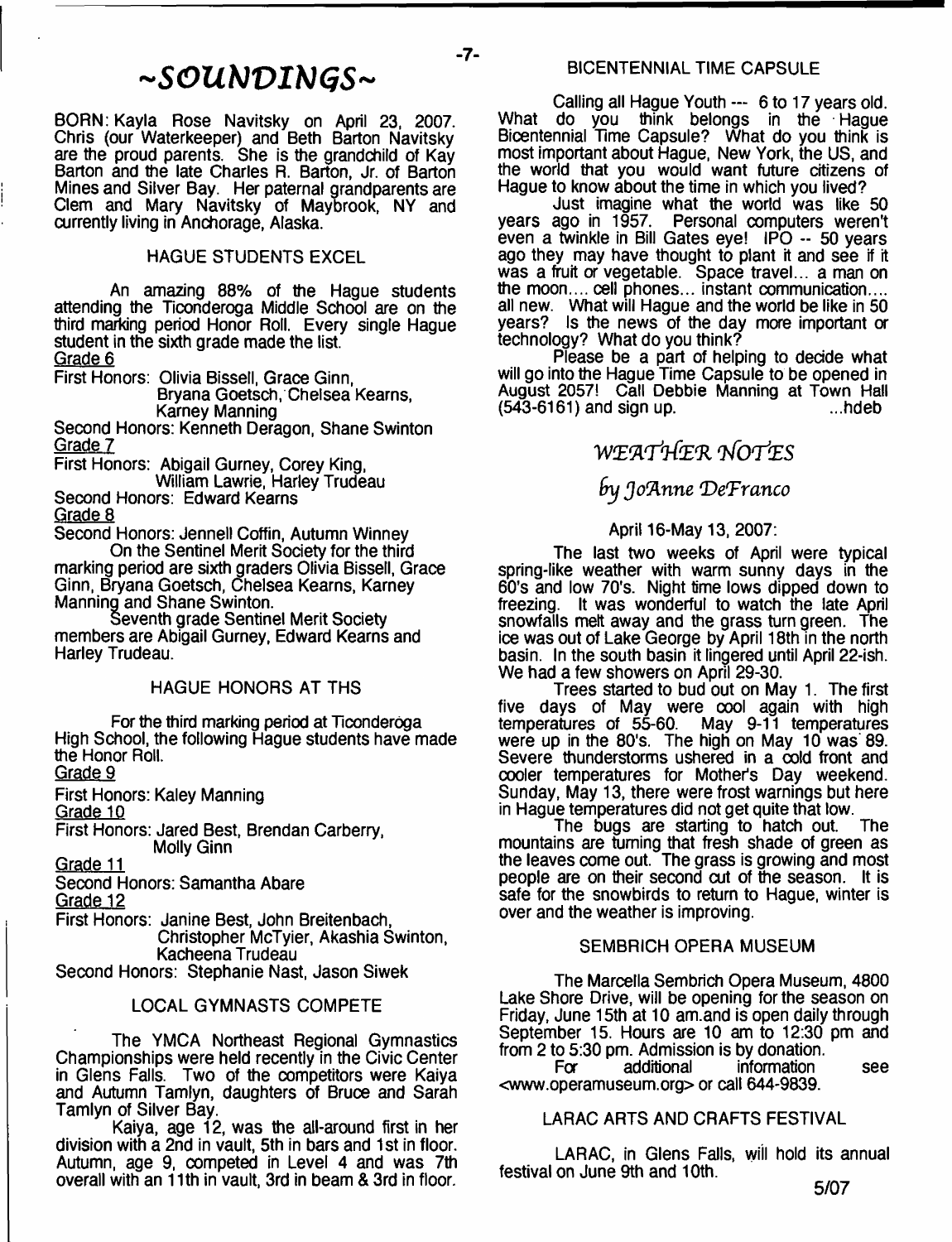# ~SOUNDINGS~

BORN: Kayla Rose Navitsky on April 23, 2007. Chris (our Waterkeeper) and Beth Barton Navitsky are the proud parents. She is the grandchild of Kay Barton and the late Charles R. Barton, Jr. of Barton Mines and Silver Bay. Her paternal grandparents are Clem and Mary Navitsky of Maybrook, NY and currently living in Anchorage, Alaska.

## HAGUE STUDENTS EXCEL

An amazing 88% of the Hague students attending the Ticonderoga Middle School are on the third marking period Honor Roll. Every single Hague student in the sixth grade made the list.

Grade 6

First Honors: Olivia Bissell, Grace Ginn, Bryana Goetsch, Chelsea Kearns, Karney Manning

Second Honors: Kenneth Deragon, Shane Swinton

Grade 7

First Honors: Abigail Gurney, Corey King, William Lawrie, Harley Trudeau

Second Honors: Edward Kearns

Grade 8

Second Honors: Jennell Coffin, Autumn Winney

On the Sentinel Merit Society for the third marking period are sixth graders Olivia Bissell, Grace Ginn, Bryana Goetsch, Chelsea Kearns, Karney Manning and Shane Swinton.

Seventh grade Sentinel Merit Society members are Abigail Gurney, Edward Kearns and Harley Trudeau.

## HAGUE HONORS AT THS

For the third marking period at Ticonderoga High School, the following Hague students have made the Honor Roll.

Grade 9

First Honors: Kaley Manning

Grade 10

First Honors: Jared Best, Brendan Carberry, Molly Ginn

Grade 11

Second Honors: Samantha Abare

Grade 12

First Honors: Janine Best, John Breitenbach, Christopher McTyier, Akashia Swinton, Kacheena Trudeau

Second Honors: Stephanie Nast, Jason Siwek

## LOCAL GYMNASTS COMPETE

The YMCA Northeast Regional Gymnastics Championships were held recently in the Civic Center in Glens Falls. Two of the competitors were Kaiya and Autumn Tamlyn, daughters of Bruce and Sarah Tamlyn of Silver Bay.

Kaiya, age 12, was the all-around first in her division with a 2nd in vault, 5th in bars and 1st in floor. Autumn, age 9, competed in Level 4 and was 7th overall with an 11th in vault, 3rd in beam & 3rd in floor.

## BICENTENNIAL TIME CAPSULE

Calling all Hague Youth --- 6 to 17 years old. What do you think belongs in the Hague Bicentennial Time Capsule? What do you think is most important about Hague, New York, the US, and the world that you would want future citizens of Hague to know about the time in which you lived?

Just imagine what the world was like 50 years ago in 1957. Personal computers weren't even a twinkle in Bill Gates eye! IPO -- 50 years ago they may have thought to plant it and see if it was a fruit or vegetable. Space travel... a man on the moon.... cell phones... instant communication.... all new. What will Hague and the world be like in 50 years? Is the news of the day more important or technology? What do you think?

Please be a part of helping to decide what will go into the Hague Time Capsule to be opened in August 2057! Call Debbie Manning at Town Hall (543-6161) and sign up. ...hdeb

## *WEATHER NOTES*

### *by JoAnne DeFranco*

April 16-May 13, 2007:

The last two weeks of April were typical spring-like weather with warm sunny days in the 60's and low 70's. Night time lows dipped down to freezing. It was wonderful to watch the late April snowfalls melt away and the grass turn green. The ice was out of Lake George by April 18th in the north basin. In the south basin it lingered until April 22-ish. We had a few showers on April 29-30.

Trees started to bud out on May 1. The first five days of May were cool again with high temperatures of 55-60. May 9-11 temperatures were up in the 80's. The high on May 10 was 89. Severe thunderstorms ushered in a cold front and cooler temperatures for Mother's Day weekend. Sunday, May 13, there were frost warnings but here in Hague temperatures did not get quite that low.

The bugs are starting to hatch out. The mountains are turning that fresh shade of green as the leaves come out. The grass is growing and most people are on their second cut of the season. It is safe for the snowbirds to return to Hague, winter is over and the weather is improving.

## SEMBRICH OPERA MUSEUM

The Marcella Sembrich Opera Museum, 4800 Lake Shore Drive, will be opening for the season on Friday, June 15th at 10 am.and is open daily through September 15. Hours are 10 am to 12:30 pm and from 2 to 5:30 pm. Admission is by donation.

For additional information see <www.operamuseum.org> or call 644-9839.

## LARAC ARTS AND CRAFTS FESTIVAL

LARAC, in Glens Falls, will hold its annual festival on June 9th and 10th.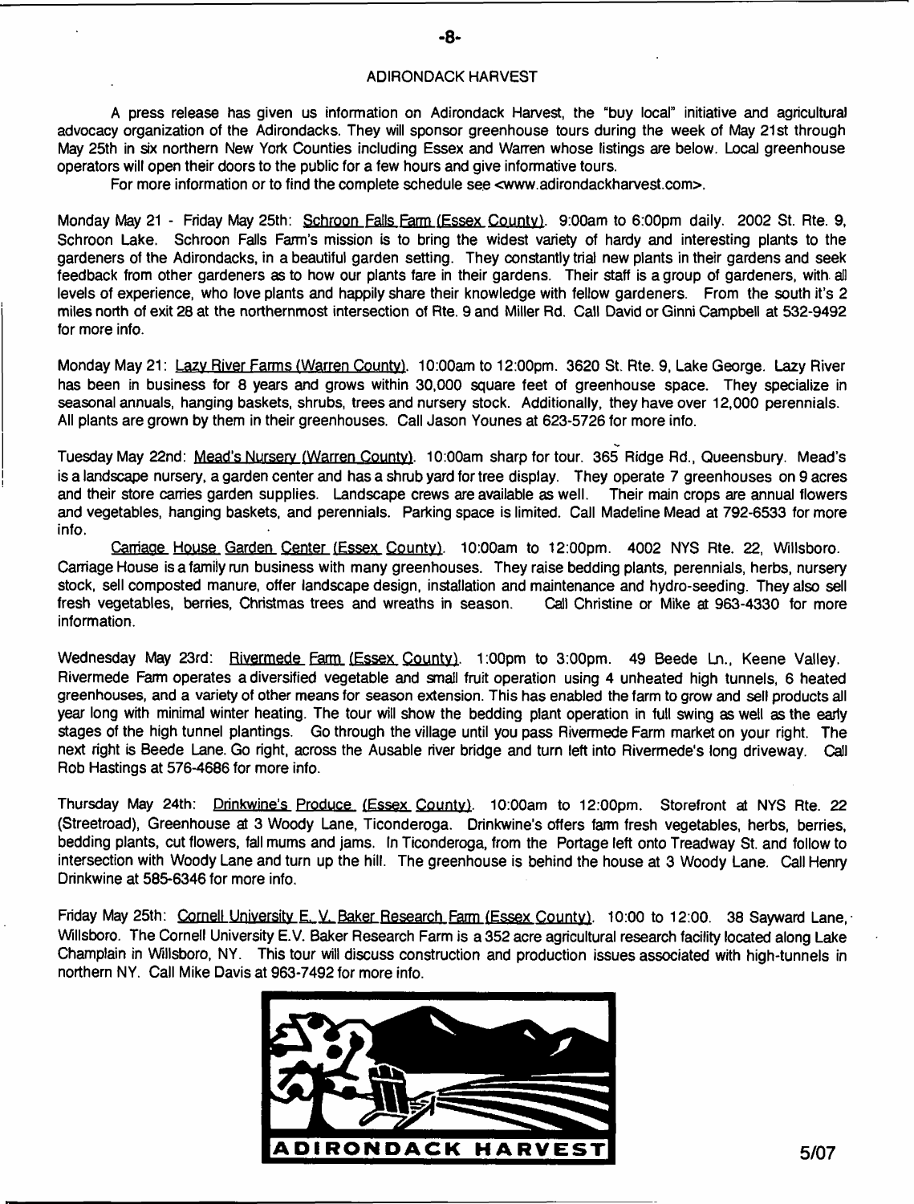## ADIRONDACK HARVEST

A press release has given us information on Adirondack Harvest, the "buy local" initiative and agricultural advocacy organization of the Adirondacks. They will sponsor greenhouse tours during the week of May 21st through May 25th in six northern New York Counties including Essex and Warren whose listings are below. Local greenhouse operators will open their doors to the public for a few hours and give informative tours.

For more information or to find the complete schedule see <www.adirondackharvest.com>.

Monday May 21 - Friday May 25th: Schroon Falls Farm (Essex County). 9:00am to 6:00pm daily. 2002 St. Rte. 9, Schroon Lake. Schroon Falls Farm's mission is to bring the widest variety of hardy and interesting plants to the gardeners of the Adirondacks, in a beautiful garden setting. They constantly trial new plants in their gardens and seek feedback from other gardeners as to how our plants fare in their gardens. Their staff is a group of gardeners, with all levels of experience, who love plants and happily share their knowledge with fellow gardeners. From the south it's 2 miles north of exit 28 at the northernmost intersection of Rte. 9 and Miller Rd. Call David or Ginni Campbell at 532-9492 for more info.

Monday May 21: Lazy River Farms (Warren County). 10:00am to 12:00pm. 3620 St. Rte. 9, Lake George. Lazy River has been in business for 8 years and grows within 30,000 square feet of greenhouse space. They specialize in seasonal annuals, hanging baskets, shrubs, trees and nursery stock. Additionally, they have over 12,000 perennials. All plants are grown by them in their greenhouses. Call Jason Younes at 623-5726 for more info.

Tuesday May 22nd: Mead's Nursery (Warren County). 10:00am sharp for tour. 365 Ridge Rd., Queensbury. Mead's is a landscape nursery, a garden center and has a shrub yard for tree display. They operate 7 greenhouses on 9 acres and their store carries garden supplies. Landscape crews are available as well. Their main crops are annual flowers and vegetables, hanging baskets, and perennials. Parking space is limited. Call Madeline Mead at 792-6533 for more info.

Carriage House Garden Center (Essex County). 10:00am to 12:00pm. 4002 NYS Rte. 22, Willsboro. Carriage House is a family run business with many greenhouses. They raise bedding plants, perennials, herbs, nursery stock, sell composted manure, offer landscape design, installation and maintenance and hydro-seeding. They also sell fresh vegetables, berries, Christmas trees and wreaths in season. Call Christine or Mike at 963-4330 for more information.

Wednesday May 23rd: Rivermede Farm (Essex County). 1:00pm to 3:00pm. 49 Beede Ln., Keene Valley. Rivermede Farm operates a diversified vegetable and small fruit operation using 4 unheated high tunnels, 6 heated greenhouses, and a variety of other means for season extension. This has enabled the farm to grow and sell products all year long with minimal winter heating. The tour will show the bedding plant operation in full swing as well as the early stages of the high tunnel plantings. Go through the village until you pass Rivermede Farm market on your right. The next right is Beede Lane. Go right, across the Ausable river bridge and turn left into Rivermede's long driveway. Call Rob Hastings at 576-4686 for more info.

Thursday May 24th: Drinkwine's Produce (Essex County). 10:00am to 12:00pm. Storefront at NYS Rte. 22 (Streetroad), Greenhouse at 3 Woody Lane, Ticonderoga. Drinkwine's offers farm fresh vegetables, herbs, berries, bedding plants, cut flowers, fall mums and jams. In Ticonderoga, from the Portage left onto Treadway St. and follow to intersection with Woody Lane and turn up the hill. The greenhouse is behind the house at 3 Woody Lane. Call Henry Drinkwine at 585-6346 for more info.

Friday May 25th: Cornell University E. V. Baker Research Farm (Essex County). 10:00 to 12:00. 38 Sayward Lane, Willsboro. The Cornell University E.V. Baker Research Farm is a 352 acre agricultural research facility located along Lake Champlain in Willsboro, NY. This tour will discuss construction and production issues associated with high-tunnels in northern NY. Call Mike Davis at 963-7492 for more info.

ADIRONDACK HARVEST

5/07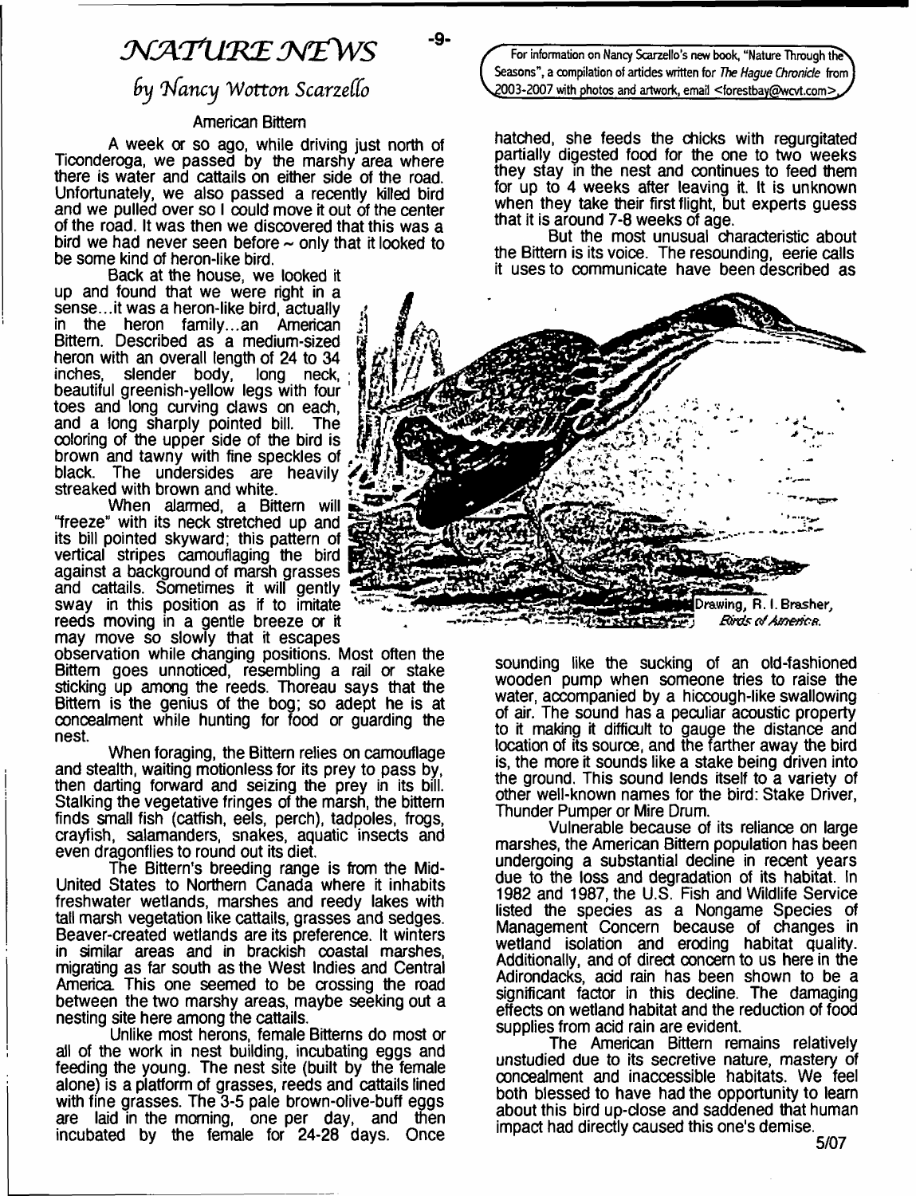# NATURE NEWS

## by Nancy Wotton Scarzello

For information on Nancy Scarzello's new book, "Nature Through the Seasons", a compilation of articles written for *The Hague Chronicle* from 2003-2007 with photos and artwork, email <forestbay@wcvt.com>

### American Bittern

A week or so ago, while driving just north of Ticonderoga, we passed by the marshy area where there is water and cattails on either side of the road. Unfortunately, we also passed a recently killed bird and we pulled over so I could move it out of the center of the road. It was then we discovered that this was a bird we had never seen before ~ only that it looked to be some kind of heron-like bird.

Back at the house, we looked it up and found that we were right in a sense...it was a heron-like bird, actually in the heron family...an American Bittern. Described as a medium-sized heron with an overall length of 24 to 34 inches, slender body, long neck, beautiful greenish-yellow legs with four toes and long curving claws on each, and a long sharply pointed bill. The coloring of the upper side of the bird is brown and tawny with fine speckles of black. The undersides are heavily streaked with brown and white.

When alarmed, a Bittern will "freeze" with its neck stretched up and its bill pointed skyward; this pattern of vertical stripes camouflaging the bird against a background of marsh grasses and cattails. Sometimes it will gently sway in this position as if to imitate reeds moving in a gentle breeze or it may move so slowly that it escapes observation while changing positions. Most often the Bittern goes unnoticed, resembling a rail or stake sticking up among the reeds. Thoreau says that the Bittern is the genius of the bog; so adept he is at concealment while hunting for food or guarding the nest.

When foraging, the Bittern relies on camouflage and stealth, waiting motionless for its prey to pass by, then darting forward and seizing the prey in its bill. Stalking the vegetative fringes of the marsh, the bittern finds small fish (catfish, eels, perch), tadpoles, frogs, crayfish, salamanders, snakes, aquatic insects and even dragonflies to round out its diet.

The Bittern's breeding range is from the Mid-United States to Northern Canada where it inhabits freshwater wetlands, marshes and reedy lakes with tall marsh vegetation like cattails, grasses and sedges. Beaver-created wetlands are its preference. It winters in similar areas and in brackish coastal marshes, migrating as far south as the West Indies and Central America. This one seemed to be crossing the road between the two marshy areas, maybe seeking out a nesting site here among the cattails.

Unlike most herons, female Bitterns do most or all of the work in nest building, incubating eggs and feeding the young. The nest site (built by the female alone) is a platform of grasses, reeds and cattails lined with fine grasses. The 3-5 pale brown-olive-buff eggs are laid in the morning, one per day, and then incubated by the female for 24-28 days. Once hatched, she feeds the chicks with regurgitated partially digested food for the one to two weeks they stay in the nest and continues to feed them for up to 4 weeks after leaving it. It is unknown when they take their first flight, but experts guess that it is around 7-8 weeks of age.

But the most unusual characteristic about the Bittern is its voice. The resounding, eerie calls it uses to communicate have been described as sounding like the sucking of an old-fashioned wooden pump when someone tries to raise the water, accompanied by a hiccough-like swallowing of air. The sound has a peculiar acoustic property to it making it difficult to gauge the distance and location of its source, and the farther away the bird is, the more it sounds like a stake being driven into the ground. This sound lends itself to a variety of other well-known names for the bird: Stake Driver, Thunder Pumper or Mire Drum.

Drawing, R. I. Brasher, *Birds of America.*

Vulnerable because of its reliance on large marshes, the American Bittern population has been undergoing a substantial decline in recent years due to the loss and degradation of its habitat. In 1982 and 1987, the U.S. Fish and Wildlife Service listed the species as a Nongame Species of Management Concern because of changes in wetland isolation and eroding habitat quality. Additionally, and of direct concern to us here in the Adirondacks, acid rain has been shown to be a significant factor in this decline. The damaging effects on wetland habitat and the reduction of food supplies from acid rain are evident.

The American Bittern remains relatively unstudied due to its secretive nature, mastery of concealment and inaccessible habitats. We feel both blessed to have had the opportunity to learn about this bird up-close and saddened that human impact had directly caused this one's demise.

5/07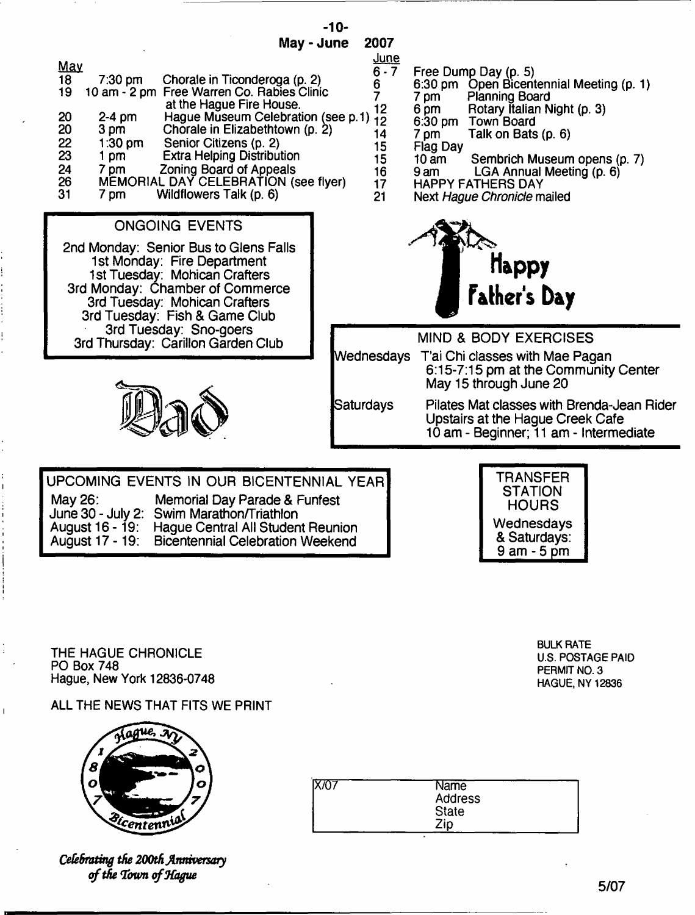## May - June 2007

**May**

| | | |
|---|---|---|
| 18 | 7:30 pm | Chorale in Ticonderoga (p. 2) |
| 19 | 10 am - 2 pm | Free Warren Co. Rabies Clinic at the Hague Fire House. |
| 20 | 2-4 pm | Hague Museum Celebration (see p.1) |
| 20 | 3 pm | Chorale in Elizabethtown (p. 2) |
| 22 | 1:30 pm | Senior Citizens (p. 2) |
| 23 | 1 pm | Extra Helping Distribution |
| 24 | 7 pm | Zoning Board of Appeals |
| 26 | | MEMORIAL DAY CELEBRATION (see flyer) |
| 31 | 7 pm | Wildflowers Talk (p. 6) |

**June**

| | | |
|---|---|---|
| 6 - 7 | | Free Dump Day (p. 5) |
| 6 | 6:30 pm | Open Bicentennial Meeting (p. 1) |
| 7 | 7 pm | Planning Board |
| 12 | 6 pm | Rotary Italian Night (p. 3) |
| 12 | 6:30 pm | Town Board |
| 14 | 7 pm | Talk on Bats (p. 6) |
| 15 | | Flag Day |
| 15 | 10 am | Sembrich Museum opens (p. 7) |
| 16 | 9 am | LGA Annual Meeting (p. 6) |
| 17 | | HAPPY FATHERS DAY |
| 21 | | Next *Hague Chronicle* mailed |

### ONGOING EVENTS

2nd Monday: Senior Bus to Glens Falls
1st Monday: Fire Department
1st Tuesday: Mohican Crafters
3rd Monday: Chamber of Commerce
3rd Tuesday: Mohican Crafters
3rd Tuesday: Fish & Game Club
3rd Tuesday: Sno-goers
3rd Thursday: Carillon Garden Club

**Happy Father's Day**

**Dad**

### MIND & BODY EXERCISES

**Wednesdays** T'ai Chi classes with Mae Pagan
6:15-7:15 pm at the Community Center
May 15 through June 20

**Saturdays** Pilates Mat classes with Brenda-Jean Rider
Upstairs at the Hague Creek Cafe
10 am - Beginner; 11 am - Intermediate

### UPCOMING EVENTS IN OUR BICENTENNIAL YEAR

May 26: Memorial Day Parade & Funfest
June 30 - July 2: Swim Marathon/Triathlon
August 16 - 19: Hague Central All Student Reunion
August 17 - 19: Bicentennial Celebration Weekend

### TRANSFER STATION HOURS

Wednesdays & Saturdays:
9 am - 5 pm

THE HAGUE CHRONICLE
PO Box 748
Hague, New York 12836-0748

ALL THE NEWS THAT FITS WE PRINT

Hague, NY 1807 2007 Bicentennial

*Celebrating the 200th Anniversary of the Town of Hague*

BULK RATE
U.S. POSTAGE PAID
PERMIT NO. 3
HAGUE, NY 12836

X/07
Name
Address
State
Zip

5/07